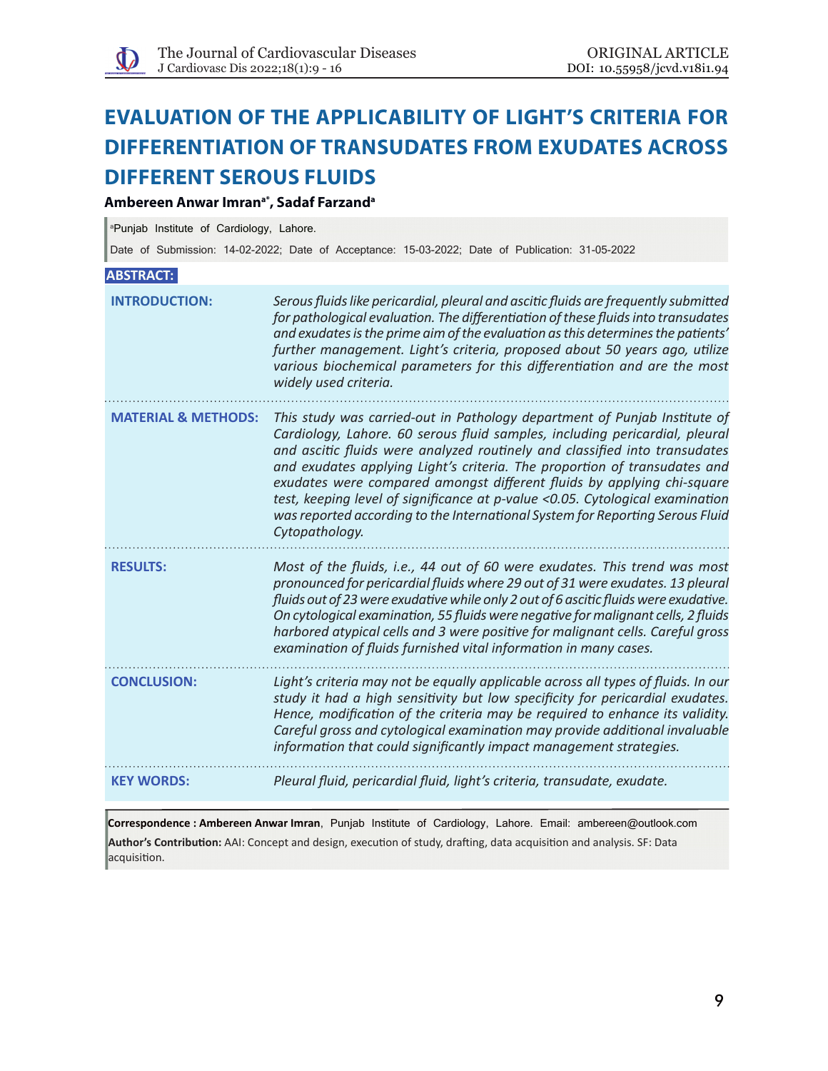# EVALUATION OF THE APPLICABILITY OF LIGHT'S CRITERIA FOR DIFFERENTIATION OF TRANSUDATES FROM EXUDATES ACROSS DIFFERENT SEROUS FLUIDS

**Ambereen Anwar Imran[a*], Sadaf Farzand[a]**

[a]Punjab Institute of Cardiology, Lahore.

Date of Submission: 14-02-2022; Date of Acceptance: 15-03-2022; Date of Publication: 31-05-2022

## ABSTRACT:

**INTRODUCTION:** *Serous fluids like pericardial, pleural and ascitic fluids are frequently submitted for pathological evaluation. The differentiation of these fluids into transudates and exudates is the prime aim of the evaluation as this determines the patients' further management. Light's criteria, proposed about 50 years ago, utilize various biochemical parameters for this differentiation and are the most widely used criteria.*

**MATERIAL & METHODS:** *This study was carried-out in Pathology department of Punjab Institute of Cardiology, Lahore. 60 serous fluid samples, including pericardial, pleural and ascitic fluids were analyzed routinely and classified into transudates and exudates applying Light's criteria. The proportion of transudates and exudates were compared amongst different fluids by applying chi-square test, keeping level of significance at p-value <0.05. Cytological examination was reported according to the International System for Reporting Serous Fluid Cytopathology.*

**RESULTS:** *Most of the fluids, i.e., 44 out of 60 were exudates. This trend was most pronounced for pericardial fluids where 29 out of 31 were exudates. 13 pleural fluids out of 23 were exudative while only 2 out of 6 ascitic fluids were exudative. On cytological examination, 55 fluids were negative for malignant cells, 2 fluids harbored atypical cells and 3 were positive for malignant cells. Careful gross examination of fluids furnished vital information in many cases.*

**CONCLUSION:** *Light's criteria may not be equally applicable across all types of fluids. In our study it had a high sensitivity but low specificity for pericardial exudates. Hence, modification of the criteria may be required to enhance its validity. Careful gross and cytological examination may provide additional invaluable information that could significantly impact management strategies.*

**KEY WORDS:** *Pleural fluid, pericardial fluid, light's criteria, transudate, exudate.*

**Correspondence : Ambereen Anwar Imran**, Punjab Institute of Cardiology, Lahore. Email: ambereen@outlook.com

**Author's Contribution:** AAI: Concept and design, execution of study, drafting, data acquisition and analysis. SF: Data acquisition.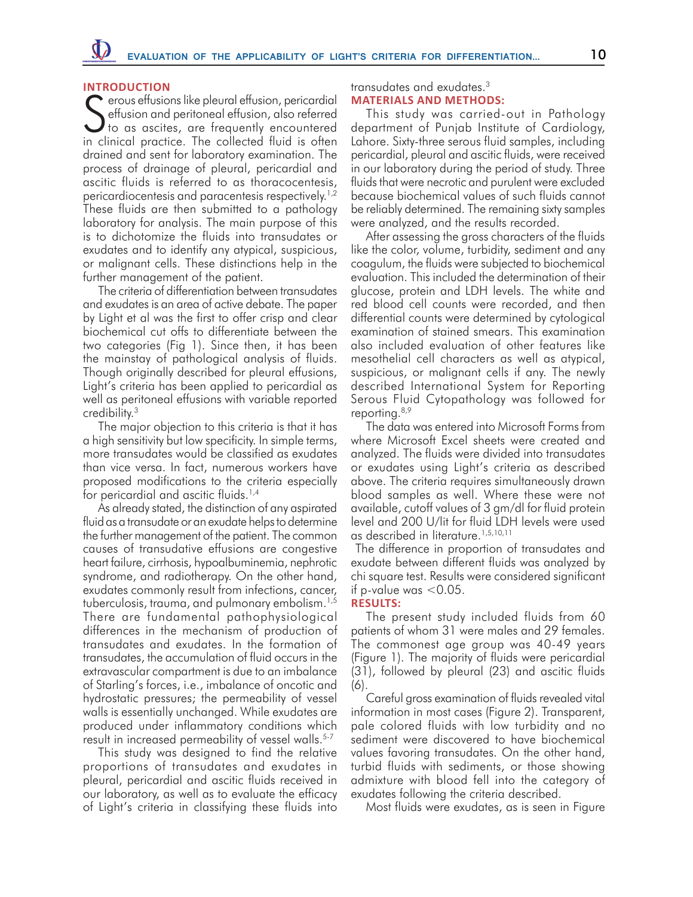## INTRODUCTION

Serous effusions like pleural effusion, pericardial effusion and peritoneal effusion, also referred to as ascites, are frequently encountered in clinical practice. The collected fluid is often drained and sent for laboratory examination. The process of drainage of pleural, pericardial and ascitic fluids is referred to as thoracocentesis, pericardiocentesis and paracentesis respectively.[1,2] These fluids are then submitted to a pathology laboratory for analysis. The main purpose of this is to dichotomize the fluids into transudates or exudates and to identify any atypical, suspicious, or malignant cells. These distinctions help in the further management of the patient.

The criteria of differentiation between transudates and exudates is an area of active debate. The paper by Light et al was the first to offer crisp and clear biochemical cut offs to differentiate between the two categories (Fig 1). Since then, it has been the mainstay of pathological analysis of fluids. Though originally described for pleural effusions, Light's criteria has been applied to pericardial as well as peritoneal effusions with variable reported credibility.[3]

The major objection to this criteria is that it has a high sensitivity but low specificity. In simple terms, more transudates would be classified as exudates than vice versa. In fact, numerous workers have proposed modifications to the criteria especially for pericardial and ascitic fluids.[1,4]

As already stated, the distinction of any aspirated fluid as a transudate or an exudate helps to determine the further management of the patient. The common causes of transudative effusions are congestive heart failure, cirrhosis, hypoalbuminemia, nephrotic syndrome, and radiotherapy. On the other hand, exudates commonly result from infections, cancer, tuberculosis, trauma, and pulmonary embolism.[1,5] There are fundamental pathophysiological differences in the mechanism of production of transudates and exudates. In the formation of transudates, the accumulation of fluid occurs in the extravascular compartment is due to an imbalance of Starling's forces, i.e., imbalance of oncotic and hydrostatic pressures; the permeability of vessel walls is essentially unchanged. While exudates are produced under inflammatory conditions which result in increased permeability of vessel walls.[5-7]

This study was designed to find the relative proportions of transudates and exudates in pleural, pericardial and ascitic fluids received in our laboratory, as well as to evaluate the efficacy of Light's criteria in classifying these fluids into transudates and exudates.[3]

## MATERIALS AND METHODS:

This study was carried-out in Pathology department of Punjab Institute of Cardiology, Lahore. Sixty-three serous fluid samples, including pericardial, pleural and ascitic fluids, were received in our laboratory during the period of study. Three fluids that were necrotic and purulent were excluded because biochemical values of such fluids cannot be reliably determined. The remaining sixty samples were analyzed, and the results recorded.

After assessing the gross characters of the fluids like the color, volume, turbidity, sediment and any coagulum, the fluids were subjected to biochemical evaluation. This included the determination of their glucose, protein and LDH levels. The white and red blood cell counts were recorded, and then differential counts were determined by cytological examination of stained smears. This examination also included evaluation of other features like mesothelial cell characters as well as atypical, suspicious, or malignant cells if any. The newly described International System for Reporting Serous Fluid Cytopathology was followed for reporting.[8,9]

The data was entered into Microsoft Forms from where Microsoft Excel sheets were created and analyzed. The fluids were divided into transudates or exudates using Light's criteria as described above. The criteria requires simultaneously drawn blood samples as well. Where these were not available, cutoff values of 3 gm/dl for fluid protein level and 200 U/lit for fluid LDH levels were used as described in literature.[1,5,10,11]

The difference in proportion of transudates and exudate between different fluids was analyzed by chi square test. Results were considered significant if p-value was $<0.05$.

## RESULTS:

The present study included fluids from 60 patients of whom 31 were males and 29 females. The commonest age group was 40-49 years (Figure 1). The majority of fluids were pericardial (31), followed by pleural (23) and ascitic fluids (6).

Careful gross examination of fluids revealed vital information in most cases (Figure 2). Transparent, pale colored fluids with low turbidity and no sediment were discovered to have biochemical values favoring transudates. On the other hand, turbid fluids with sediments, or those showing admixture with blood fell into the category of exudates following the criteria described.

Most fluids were exudates, as is seen in Figure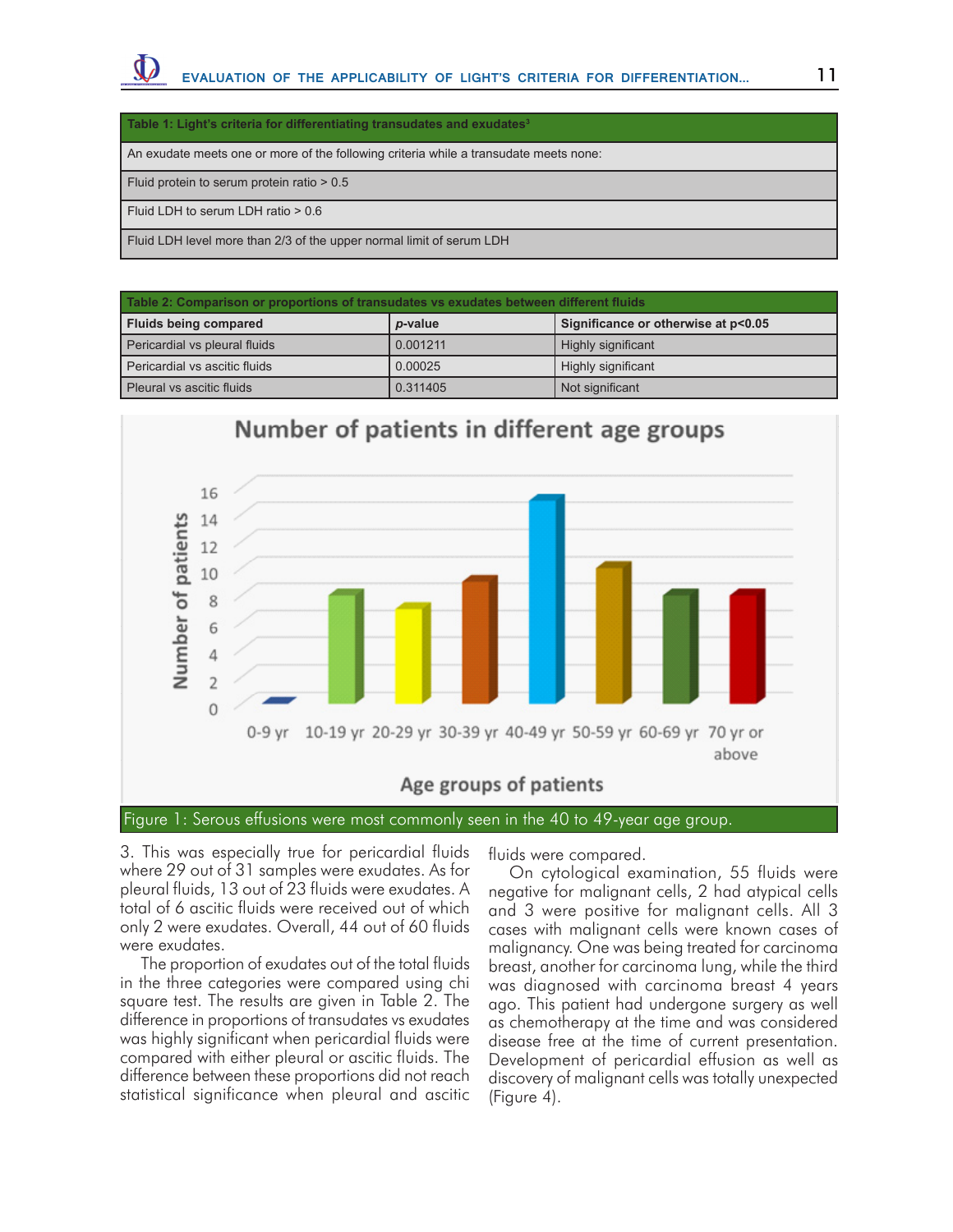| Table 1: Light's criteria for differentiating transudates and exudates[3] |
|---|
| An exudate meets one or more of the following criteria while a transudate meets none: |
| Fluid protein to serum protein ratio > 0.5 |
| Fluid LDH to serum LDH ratio > 0.6 |
| Fluid LDH level more than 2/3 of the upper normal limit of serum LDH |

**Table 2: Comparison or proportions of transudates vs exudates between different fluids**

| Fluids being compared | *p*-value | Significance or otherwise at p<0.05 |
|---|---|---|
| Pericardial vs pleural fluids | 0.001211 | Highly significant |
| Pericardial vs ascitic fluids | 0.00025 | Highly significant |
| Pleural vs ascitic fluids | 0.311405 | Not significant |

Figure 1: Serous effusions were most commonly seen in the 40 to 49-year age group.

3. This was especially true for pericardial fluids where 29 out of 31 samples were exudates. As for pleural fluids, 13 out of 23 fluids were exudates. A total of 6 ascitic fluids were received out of which only 2 were exudates. Overall, 44 out of 60 fluids were exudates.

The proportion of exudates out of the total fluids in the three categories were compared using chi square test. The results are given in Table 2. The difference in proportions of transudates vs exudates was highly significant when pericardial fluids were compared with either pleural or ascitic fluids. The difference between these proportions did not reach statistical significance when pleural and ascitic fluids were compared.

On cytological examination, 55 fluids were negative for malignant cells, 2 had atypical cells and 3 were positive for malignant cells. All 3 cases with malignant cells were known cases of malignancy. One was being treated for carcinoma breast, another for carcinoma lung, while the third was diagnosed with carcinoma breast 4 years ago. This patient had undergone surgery as well as chemotherapy at the time and was considered disease free at the time of current presentation. Development of pericardial effusion as well as discovery of malignant cells was totally unexpected (Figure 4).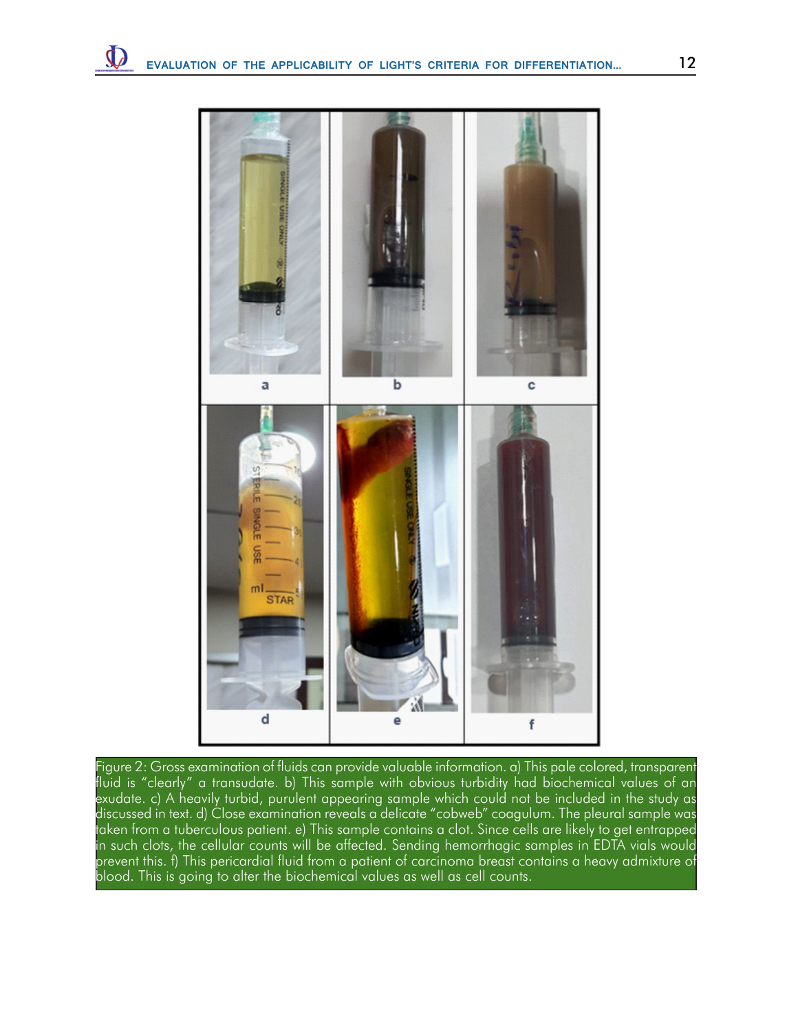Figure 2: Gross examination of fluids can provide valuable information. a) This pale colored, transparent fluid is "clearly" a transudate. b) This sample with obvious turbidity had biochemical values of an exudate. c) A heavily turbid, purulent appearing sample which could not be included in the study as discussed in text. d) Close examination reveals a delicate "cobweb" coagulum. The pleural sample was taken from a tuberculous patient. e) This sample contains a clot. Since cells are likely to get entrapped in such clots, the cellular counts will be affected. Sending hemorrhagic samples in EDTA vials would prevent this. f) This pericardial fluid from a patient of carcinoma breast contains a heavy admixture of blood. This is going to alter the biochemical values as well as cell counts.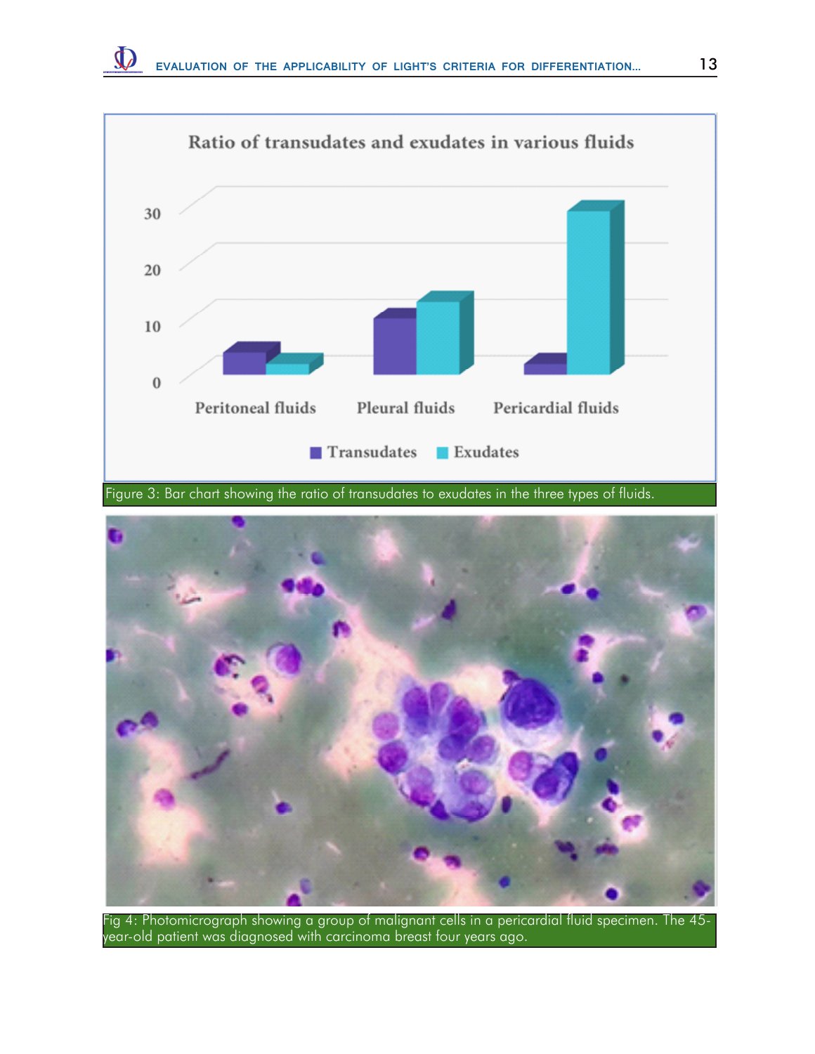Figure 3: Bar chart showing the ratio of transudates to exudates in the three types of fluids.

Fig 4: Photomicrograph showing a group of malignant cells in a pericardial fluid specimen. The 45-year-old patient was diagnosed with carcinoma breast four years ago.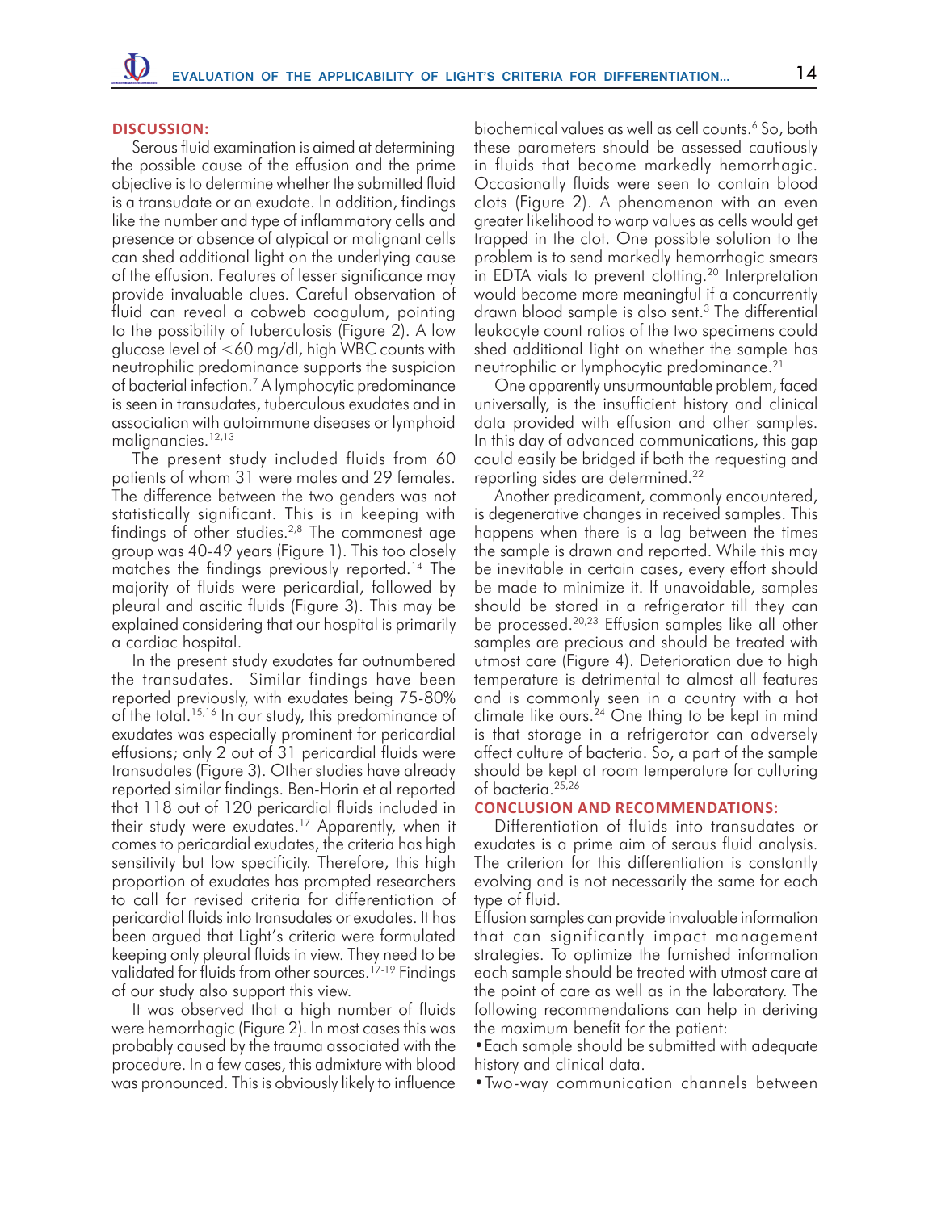## DISCUSSION:

Serous fluid examination is aimed at determining the possible cause of the effusion and the prime objective is to determine whether the submitted fluid is a transudate or an exudate. In addition, findings like the number and type of inflammatory cells and presence or absence of atypical or malignant cells can shed additional light on the underlying cause of the effusion. Features of lesser significance may provide invaluable clues. Careful observation of fluid can reveal a cobweb coagulum, pointing to the possibility of tuberculosis (Figure 2). A low glucose level of <60 mg/dl, high WBC counts with neutrophilic predominance supports the suspicion of bacterial infection.[7] A lymphocytic predominance is seen in transudates, tuberculous exudates and in association with autoimmune diseases or lymphoid malignancies.[12,13]

The present study included fluids from 60 patients of whom 31 were males and 29 females. The difference between the two genders was not statistically significant. This is in keeping with findings of other studies.[2,8] The commonest age group was 40-49 years (Figure 1). This too closely matches the findings previously reported.[14] The majority of fluids were pericardial, followed by pleural and ascitic fluids (Figure 3). This may be explained considering that our hospital is primarily a cardiac hospital.

In the present study exudates far outnumbered the transudates. Similar findings have been reported previously, with exudates being 75-80% of the total.[15,16] In our study, this predominance of exudates was especially prominent for pericardial effusions; only 2 out of 31 pericardial fluids were transudates (Figure 3). Other studies have already reported similar findings. Ben-Horin et al reported that 118 out of 120 pericardial fluids included in their study were exudates.[17] Apparently, when it comes to pericardial exudates, the criteria has high sensitivity but low specificity. Therefore, this high proportion of exudates has prompted researchers to call for revised criteria for differentiation of pericardial fluids into transudates or exudates. It has been argued that Light's criteria were formulated keeping only pleural fluids in view. They need to be validated for fluids from other sources.[17-19] Findings of our study also support this view.

It was observed that a high number of fluids were hemorrhagic (Figure 2). In most cases this was probably caused by the trauma associated with the procedure. In a few cases, this admixture with blood was pronounced. This is obviously likely to influence biochemical values as well as cell counts.[6] So, both these parameters should be assessed cautiously in fluids that become markedly hemorrhagic. Occasionally fluids were seen to contain blood clots (Figure 2). A phenomenon with an even greater likelihood to warp values as cells would get trapped in the clot. One possible solution to the problem is to send markedly hemorrhagic smears in EDTA vials to prevent clotting.[20] Interpretation would become more meaningful if a concurrently drawn blood sample is also sent.[3] The differential leukocyte count ratios of the two specimens could shed additional light on whether the sample has neutrophilic or lymphocytic predominance.[21]

One apparently unsurmountable problem, faced universally, is the insufficient history and clinical data provided with effusion and other samples. In this day of advanced communications, this gap could easily be bridged if both the requesting and reporting sides are determined.[22]

Another predicament, commonly encountered, is degenerative changes in received samples. This happens when there is a lag between the times the sample is drawn and reported. While this may be inevitable in certain cases, every effort should be made to minimize it. If unavoidable, samples should be stored in a refrigerator till they can be processed.[20,23] Effusion samples like all other samples are precious and should be treated with utmost care (Figure 4). Deterioration due to high temperature is detrimental to almost all features and is commonly seen in a country with a hot climate like ours.[24] One thing to be kept in mind is that storage in a refrigerator can adversely affect culture of bacteria. So, a part of the sample should be kept at room temperature for culturing of bacteria.[25,26]

## CONCLUSION AND RECOMMENDATIONS:

Differentiation of fluids into transudates or exudates is a prime aim of serous fluid analysis. The criterion for this differentiation is constantly evolving and is not necessarily the same for each type of fluid.

Effusion samples can provide invaluable information that can significantly impact management strategies. To optimize the furnished information each sample should be treated with utmost care at the point of care as well as in the laboratory. The following recommendations can help in deriving the maximum benefit for the patient:

- Each sample should be submitted with adequate history and clinical data.
- Two-way communication channels between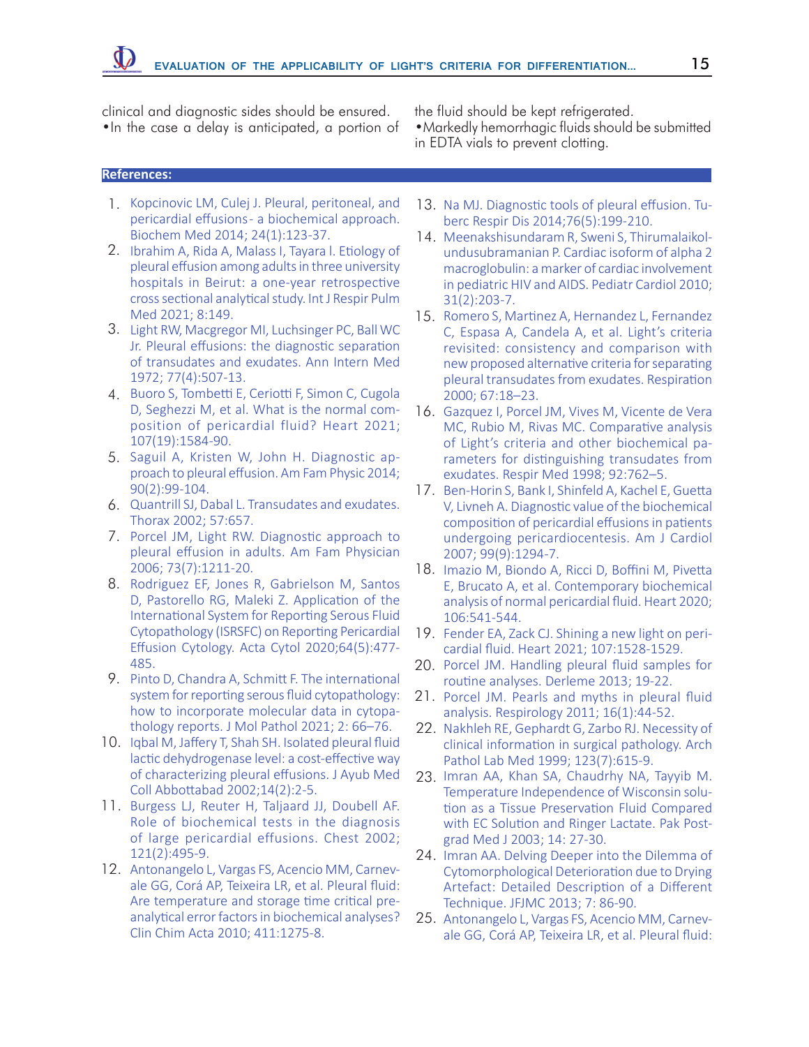clinical and diagnostic sides should be ensured.

- In the case a delay is anticipated, a portion of the fluid should be kept refrigerated.
- Markedly hemorrhagic fluids should be submitted in EDTA vials to prevent clotting.

## References:

1. Kopcinovic LM, Culej J. Pleural, peritoneal, and pericardial effusions- a biochemical approach. Biochem Med 2014; 24(1):123-37.
2. Ibrahim A, Rida A, Malass I, Tayara I. Etiology of pleural effusion among adults in three university hospitals in Beirut: a one-year retrospective cross sectional analytical study. Int J Respir Pulm Med 2021; 8:149.
3. Light RW, Macgregor MI, Luchsinger PC, Ball WC Jr. Pleural effusions: the diagnostic separation of transudates and exudates. Ann Intern Med 1972; 77(4):507-13.
4. Buoro S, Tombetti E, Ceriotti F, Simon C, Cugola D, Seghezzi M, et al. What is the normal composition of pericardial fluid? Heart 2021; 107(19):1584-90.
5. Saguil A, Kristen W, John H. Diagnostic approach to pleural effusion. Am Fam Physic 2014; 90(2):99-104.
6. Quantrill SJ, Dabal L. Transudates and exudates. Thorax 2002; 57:657.
7. Porcel JM, Light RW. Diagnostic approach to pleural effusion in adults. Am Fam Physician 2006; 73(7):1211-20.
8. Rodriguez EF, Jones R, Gabrielson M, Santos D, Pastorello RG, Maleki Z. Application of the International System for Reporting Serous Fluid Cytopathology (ISRSFC) on Reporting Pericardial Effusion Cytology. Acta Cytol 2020;64(5):477-485.
9. Pinto D, Chandra A, Schmitt F. The international system for reporting serous fluid cytopathology: how to incorporate molecular data in cytopathology reports. J Mol Pathol 2021; 2: 66–76.
10. Iqbal M, Jaffery T, Shah SH. Isolated pleural fluid lactic dehydrogenase level: a cost-effective way of characterizing pleural effusions. J Ayub Med Coll Abbottabad 2002;14(2):2-5.
11. Burgess LJ, Reuter H, Taljaard JJ, Doubell AF. Role of biochemical tests in the diagnosis of large pericardial effusions. Chest 2002; 121(2):495-9.
12. Antonangelo L, Vargas FS, Acencio MM, Carnevale GG, Corá AP, Teixeira LR, et al. Pleural fluid: Are temperature and storage time critical preanalytical error factors in biochemical analyses? Clin Chim Acta 2010; 411:1275-8.
13. Na MJ. Diagnostic tools of pleural effusion. Tuberc Respir Dis 2014;76(5):199-210.
14. Meenakshisundaram R, Sweni S, Thirumalaikolundusubramanian P. Cardiac isoform of alpha 2 macroglobulin: a marker of cardiac involvement in pediatric HIV and AIDS. Pediatr Cardiol 2010; 31(2):203-7.
15. Romero S, Martinez A, Hernandez L, Fernandez C, Espasa A, Candela A, et al. Light's criteria revisited: consistency and comparison with new proposed alternative criteria for separating pleural transudates from exudates. Respiration 2000; 67:18–23.
16. Gazquez I, Porcel JM, Vives M, Vicente de Vera MC, Rubio M, Rivas MC. Comparative analysis of Light's criteria and other biochemical parameters for distinguishing transudates from exudates. Respir Med 1998; 92:762–5.
17. Ben-Horin S, Bank I, Shinfeld A, Kachel E, Guetta V, Livneh A. Diagnostic value of the biochemical composition of pericardial effusions in patients undergoing pericardiocentesis. Am J Cardiol 2007; 99(9):1294-7.
18. Imazio M, Biondo A, Ricci D, Boffini M, Pivetta E, Brucato A, et al. Contemporary biochemical analysis of normal pericardial fluid. Heart 2020; 106:541-544.
19. Fender EA, Zack CJ. Shining a new light on pericardial fluid. Heart 2021; 107:1528-1529.
20. Porcel JM. Handling pleural fluid samples for routine analyses. Derleme 2013; 19-22.
21. Porcel JM. Pearls and myths in pleural fluid analysis. Respirology 2011; 16(1):44-52.
22. Nakhleh RE, Gephardt G, Zarbo RJ. Necessity of clinical information in surgical pathology. Arch Pathol Lab Med 1999; 123(7):615-9.
23. Imran AA, Khan SA, Chaudrhy NA, Tayyib M. Temperature Independence of Wisconsin solution as a Tissue Preservation Fluid Compared with EC Solution and Ringer Lactate. Pak Postgrad Med J 2003; 14: 27-30.
24. Imran AA. Delving Deeper into the Dilemma of Cytomorphological Deterioration due to Drying Artefact: Detailed Description of a Different Technique. JFJMC 2013; 7: 86-90.
25. Antonangelo L, Vargas FS, Acencio MM, Carnevale GG, Corá AP, Teixeira LR, et al. Pleural fluid: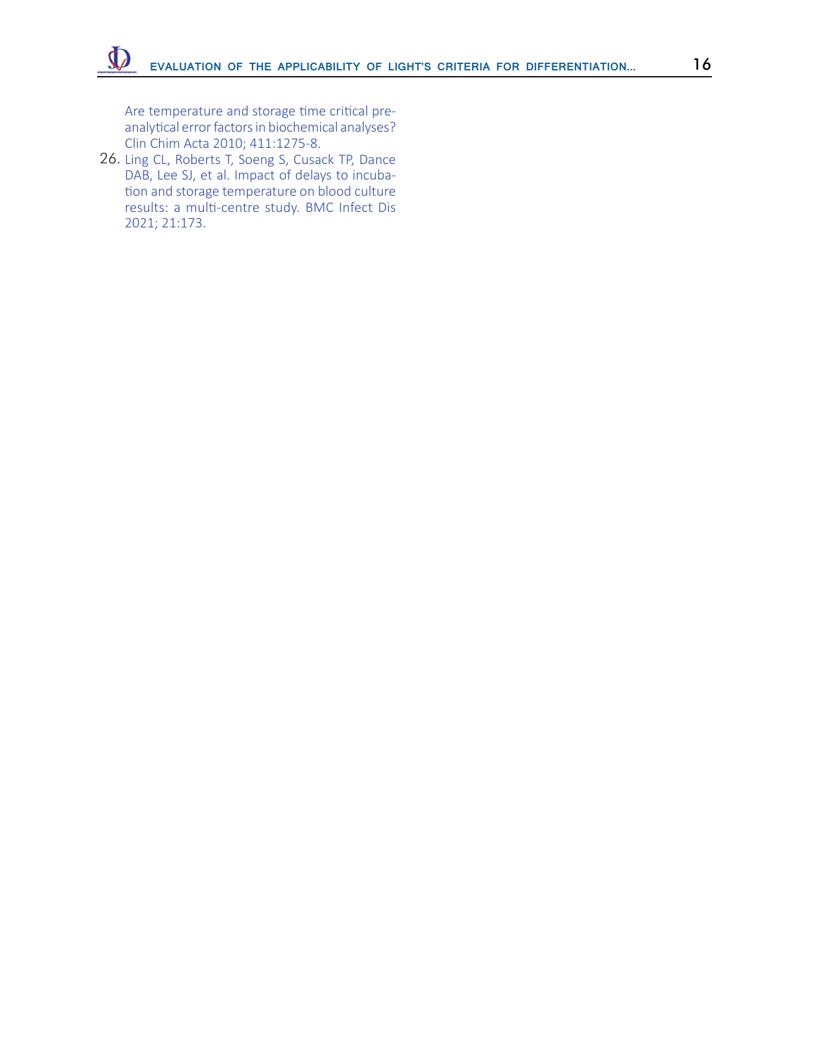Are temperature and storage time critical pre-analytical error factors in biochemical analyses? Clin Chim Acta 2010; 411:1275-8.

26. Ling CL, Roberts T, Soeng S, Cusack TP, Dance DAB, Lee SJ, et al. Impact of delays to incubation and storage temperature on blood culture results: a multi-centre study. BMC Infect Dis 2021; 21:173.